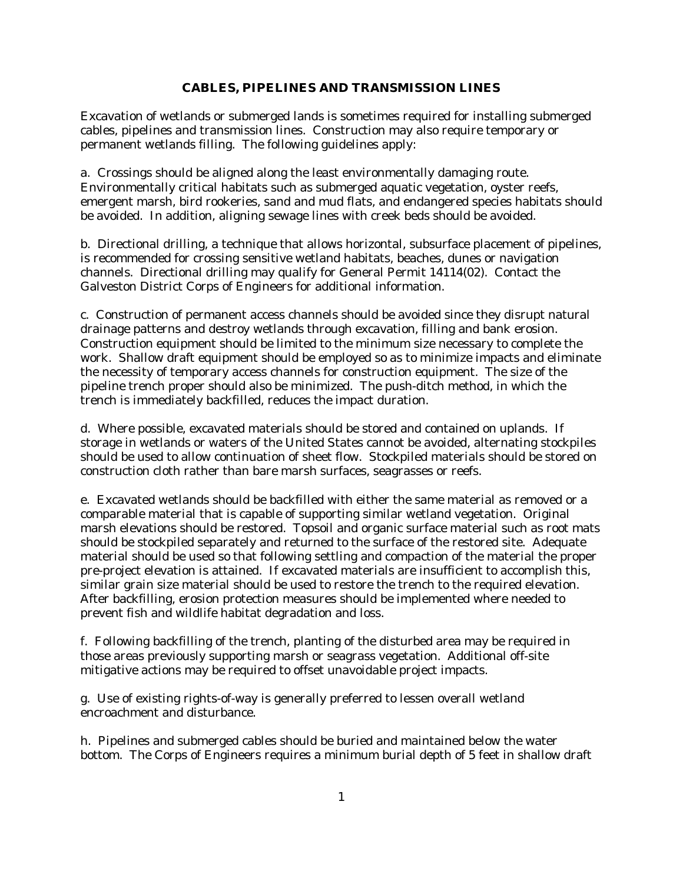# CABLES, PIPELINES AND TRANSMISSION LINES

Excavation of wetlands or submerged lands is sometimes required for installing submerged cables, pipelines and transmission lines. Construction may also require temporary or permanent wetlands filling. The following guidelines apply:

a. Crossings should be aligned along the least environmentally damaging route. Environmentally critical habitats such as submerged aquatic vegetation, oyster reefs, emergent marsh, bird rookeries, sand and mud flats, and endangered species habitats should be avoided. In addition, aligning sewage lines with creek beds should be avoided.

b. Directional drilling, a technique that allows horizontal, subsurface placement of pipelines, is recommended for crossing sensitive wetland habitats, beaches, dunes or navigation channels. Directional drilling may qualify for General Permit 14114(02). Contact the Galveston District Corps of Engineers for additional information.

c. Construction of permanent access channels should be avoided since they disrupt natural drainage patterns and destroy wetlands through excavation, filling and bank erosion. Construction equipment should be limited to the minimum size necessary to complete the work. Shallow draft equipment should be employed so as to minimize impacts and eliminate the necessity of temporary access channels for construction equipment. The size of the pipeline trench proper should also be minimized. The push-ditch method, in which the trench is immediately backfilled, reduces the impact duration.

d. Where possible, excavated materials should be stored and contained on uplands. If storage in wetlands or waters of the United States cannot be avoided, alternating stockpiles should be used to allow continuation of sheet flow. Stockpiled materials should be stored on construction cloth rather than bare marsh surfaces, seagrasses or reefs.

e. Excavated wetlands should be backfilled with either the same material as removed or a comparable material that is capable of supporting similar wetland vegetation. Original marsh elevations should be restored. Topsoil and organic surface material such as root mats should be stockpiled separately and returned to the surface of the restored site. Adequate material should be used so that following settling and compaction of the material the proper pre-project elevation is attained. If excavated materials are insufficient to accomplish this, similar grain size material should be used to restore the trench to the required elevation. After backfilling, erosion protection measures should be implemented where needed to prevent fish and wildlife habitat degradation and loss.

f. Following backfilling of the trench, planting of the disturbed area may be required in those areas previously supporting marsh or seagrass vegetation. Additional off-site mitigative actions may be required to offset unavoidable project impacts.

g. Use of existing rights-of-way is generally preferred to lessen overall wetland encroachment and disturbance.

h. Pipelines and submerged cables should be buried and maintained below the water bottom. The Corps of Engineers requires a minimum burial depth of 5 feet in shallow draft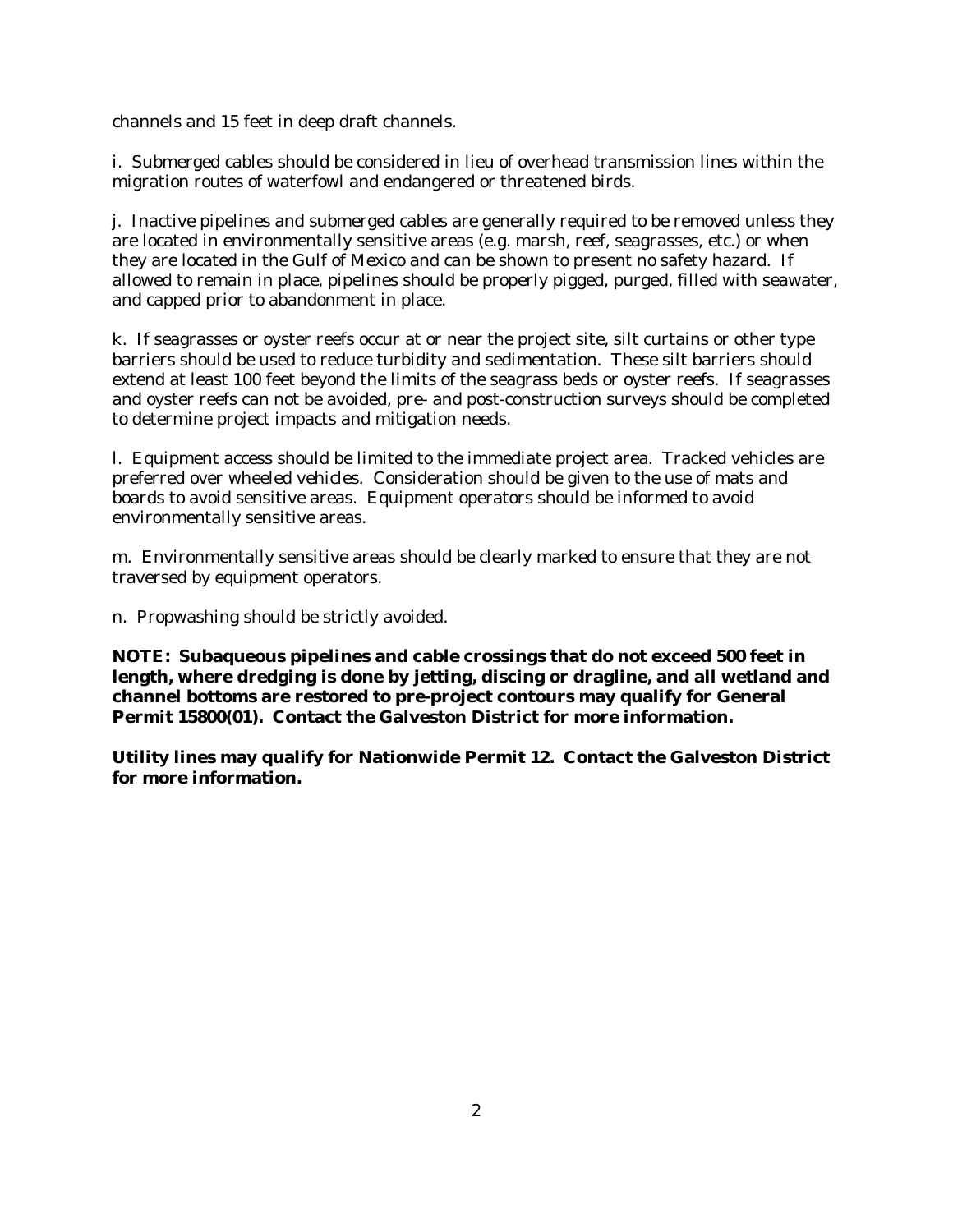channels and 15 feet in deep draft channels.

i. Submerged cables should be considered in lieu of overhead transmission lines within the migration routes of waterfowl and endangered or threatened birds.

j. Inactive pipelines and submerged cables are generally required to be removed unless they are located in environmentally sensitive areas (e.g. marsh, reef, seagrasses, etc.) or when they are located in the Gulf of Mexico and can be shown to present no safety hazard. If allowed to remain in place, pipelines should be properly pigged, purged, filled with seawater, and capped prior to abandonment in place.

k. If seagrasses or oyster reefs occur at or near the project site, silt curtains or other type barriers should be used to reduce turbidity and sedimentation. These silt barriers should extend at least 100 feet beyond the limits of the seagrass beds or oyster reefs. If seagrasses and oyster reefs can not be avoided, pre- and post-construction surveys should be completed to determine project impacts and mitigation needs.

l. Equipment access should be limited to the immediate project area. Tracked vehicles are preferred over wheeled vehicles. Consideration should be given to the use of mats and boards to avoid sensitive areas. Equipment operators should be informed to avoid environmentally sensitive areas.

m. Environmentally sensitive areas should be clearly marked to ensure that they are not traversed by equipment operators.

n. Propwashing should be strictly avoided.

**NOTE: Subaqueous pipelines and cable crossings that do not exceed 500 feet in length, where dredging is done by jetting, discing or dragline, and all wetland and channel bottoms are restored to pre-project contours may qualify for General Permit 15800(01). Contact the Galveston District for more information.**

**Utility lines may qualify for Nationwide Permit 12. Contact the Galveston District for more information.**